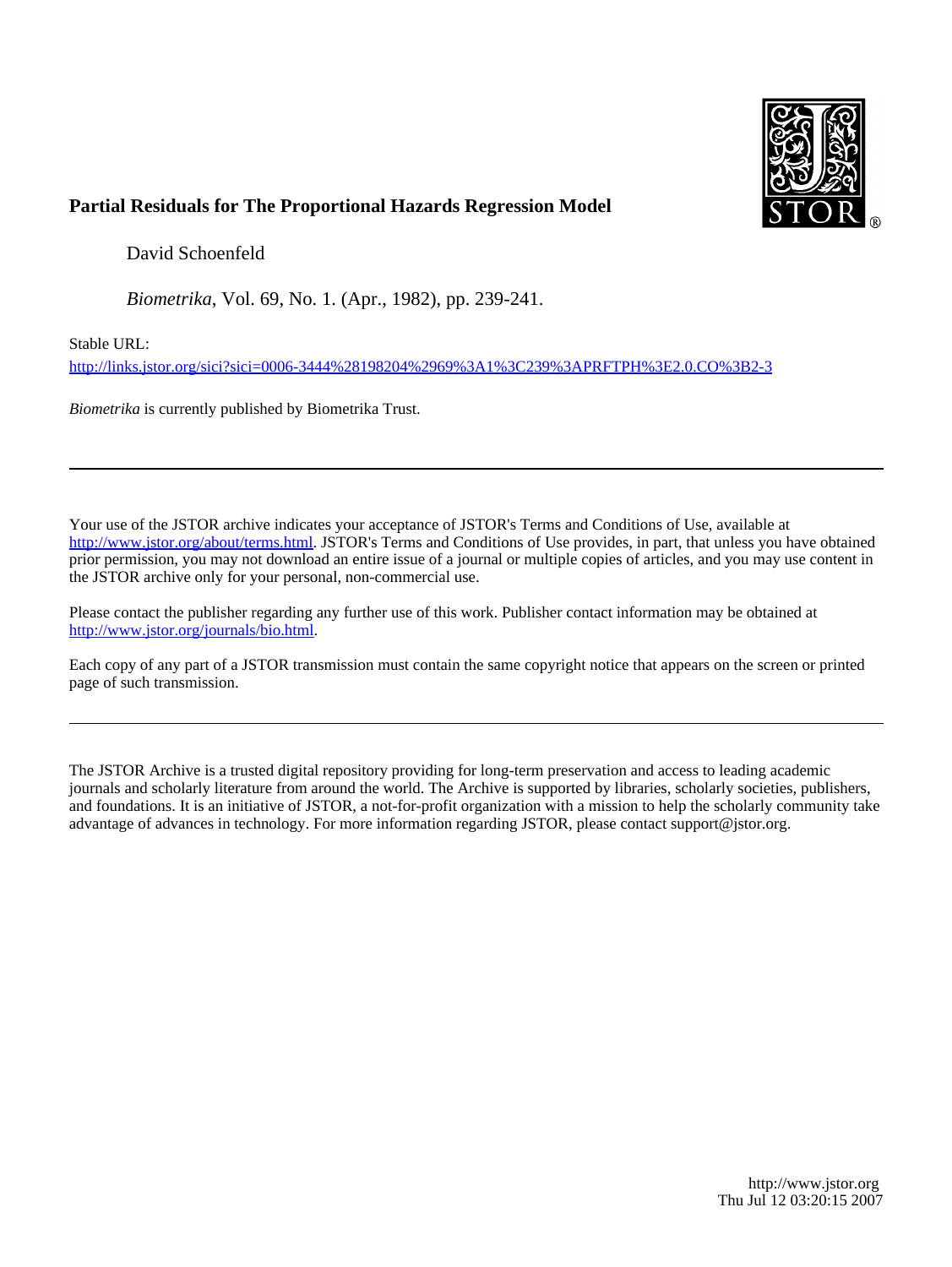**Partial Residuals for The Proportional Hazards Regression Model**

David Schoenfeld

*Biometrika*, Vol. 69, No. 1. (Apr., 1982), pp. 239-241.

Stable URL:

http://links.jstor.org/sici?sici=0006-3444%28198204%2969%3A1%3C239%3APRFTPH%3E2.0.CO%3B2-3

*Biometrika* is currently published by Biometrika Trust.

---

Your use of the JSTOR archive indicates your acceptance of JSTOR's Terms and Conditions of Use, available at http://www.jstor.org/about/terms.html. JSTOR's Terms and Conditions of Use provides, in part, that unless you have obtained prior permission, you may not download an entire issue of a journal or multiple copies of articles, and you may use content in the JSTOR archive only for your personal, non-commercial use.

Please contact the publisher regarding any further use of this work. Publisher contact information may be obtained at http://www.jstor.org/journals/bio.html.

Each copy of any part of a JSTOR transmission must contain the same copyright notice that appears on the screen or printed page of such transmission.

---

The JSTOR Archive is a trusted digital repository providing for long-term preservation and access to leading academic journals and scholarly literature from around the world. The Archive is supported by libraries, scholarly societies, publishers, and foundations. It is an initiative of JSTOR, a not-for-profit organization with a mission to help the scholarly community take advantage of advances in technology. For more information regarding JSTOR, please contact support@jstor.org.

http://www.jstor.org
Thu Jul 12 03:20:15 2007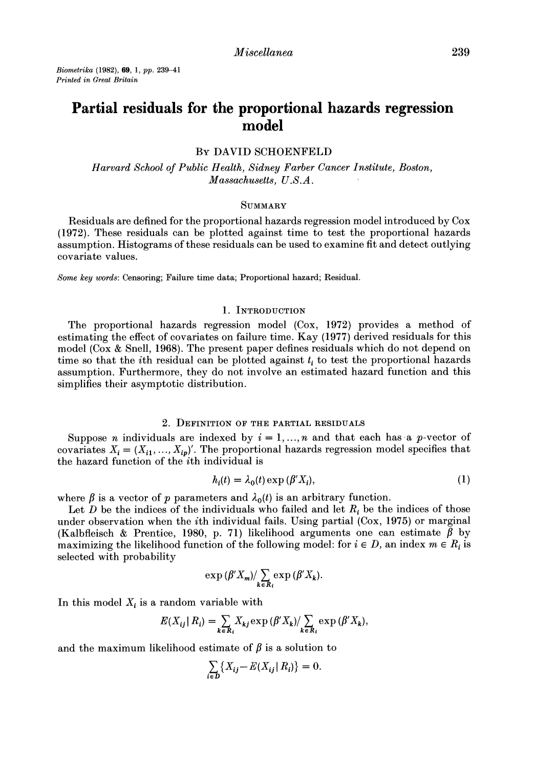*Biometrika* (1982), **69**, 1, *pp.* 239–41
*Printed in Great Britain*

# Partial residuals for the proportional hazards regression model

By DAVID SCHOENFELD

*Harvard School of Public Health, Sidney Farber Cancer Institute, Boston, Massachusetts, U.S.A.*

## SUMMARY

Residuals are defined for the proportional hazards regression model introduced by Cox (1972). These residuals can be plotted against time to test the proportional hazards assumption. Histograms of these residuals can be used to examine fit and detect outlying covariate values.

*Some key words*: Censoring; Failure time data; Proportional hazard; Residual.

## 1. INTRODUCTION

The proportional hazards regression model (Cox, 1972) provides a method of estimating the effect of covariates on failure time. Kay (1977) derived residuals for this model (Cox & Snell, 1968). The present paper defines residuals which do not depend on time so that the $i$th residual can be plotted against $t_i$ to test the proportional hazards assumption. Furthermore, they do not involve an estimated hazard function and this simplifies their asymptotic distribution.

## 2. DEFINITION OF THE PARTIAL RESIDUALS

Suppose $n$ individuals are indexed by $i = 1, \ldots, n$ and that each has a $p$-vector of covariates $X_i = (X_{i1}, \ldots, X_{ip})'$. The proportional hazards regression model specifies that the hazard function of the $i$th individual is

$$h_i(t) = \lambda_0(t) \exp(\beta' X_i), \tag{1}$$

where $\beta$ is a vector of $p$ parameters and $\lambda_0(t)$ is an arbitrary function.

Let $D$ be the indices of the individuals who failed and let $R_i$ be the indices of those under observation when the $i$th individual fails. Using partial (Cox, 1975) or marginal (Kalbfleisch & Prentice, 1980, p. 71) likelihood arguments one can estimate $\beta$ by maximizing the likelihood function of the following model: for $i \in D$, an index $m \in R_i$ is selected with probability

$$\exp(\beta' X_m) / \sum_{k \in R_i} \exp(\beta' X_k).$$

In this model $X_i$ is a random variable with

$$E(X_{ij} \mid R_i) = \sum_{k \in R_i} X_{kj} \exp(\beta' X_k) / \sum_{k \in R_i} \exp(\beta' X_k),$$

and the maximum likelihood estimate of $\beta$ is a solution to

$$\sum_{i \in D} \{X_{ij} - E(X_{ij} \mid R_i)\} = 0.$$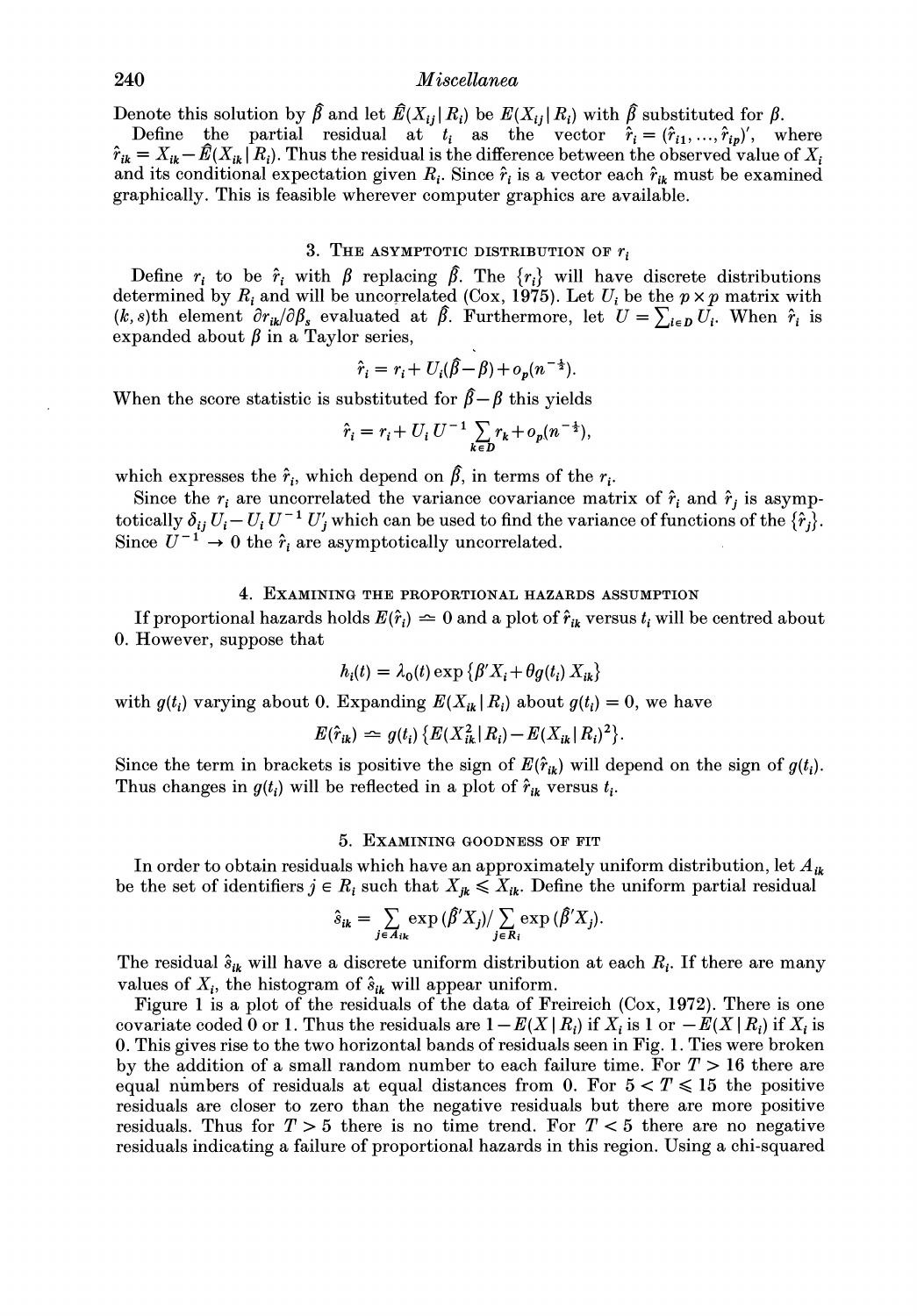Denote this solution by $\hat{\beta}$ and let $\hat{E}(X_{ij} \mid R_i)$ be $E(X_{ij} \mid R_i)$ with $\hat{\beta}$ substituted for $\beta$.

Define the partial residual at $t_i$ as the vector $\hat{r}_i = (\hat{r}_{i1}, \ldots, \hat{r}_{ip})'$, where $\hat{r}_{ik} = X_{ik} - \hat{E}(X_{ik} \mid R_i)$. Thus the residual is the difference between the observed value of $X_i$ and its conditional expectation given $R_i$. Since $\hat{r}_i$ is a vector each $\hat{r}_{ik}$ must be examined graphically. This is feasible wherever computer graphics are available.

## 3. The asymptotic distribution of $r_i$

Define $r_i$ to be $\hat{r}_i$ with $\beta$ replacing $\hat{\beta}$. The $\{r_i\}$ will have discrete distributions determined by $R_i$ and will be uncorrelated (Cox, 1975). Let $U_i$ be the $p \times p$ matrix with $(k, s)$th element $\partial r_{ik}/\partial \beta_s$ evaluated at $\hat{\beta}$. Furthermore, let $U = \sum_{i \in D} U_i$. When $\hat{r}_i$ is expanded about $\beta$ in a Taylor series,

$$\hat{r}_i = r_i + U_i(\hat{\beta} - \beta) + o_p(n^{-\frac{1}{2}}).$$

When the score statistic is substituted for $\hat{\beta} - \beta$ this yields

$$\hat{r}_i = r_i + U_i U^{-1} \sum_{k \in D} r_k + o_p(n^{-\frac{1}{2}}),$$

which expresses the $\hat{r}_i$, which depend on $\hat{\beta}$, in terms of the $r_i$.

Since the $r_i$ are uncorrelated the variance covariance matrix of $\hat{r}_i$ and $\hat{r}_j$ is asymptotically $\delta_{ij} U_i - U_i U^{-1} U_j'$ which can be used to find the variance of functions of the $\{\hat{r}_j\}$. Since $U^{-1} \to 0$ the $\hat{r}_i$ are asymptotically uncorrelated.

## 4. Examining the proportional hazards assumption

If proportional hazards holds $E(\hat{r}_i) \simeq 0$ and a plot of $\hat{r}_{ik}$ versus $t_i$ will be centred about 0. However, suppose that

$$h_i(t) = \lambda_0(t) \exp\{\beta' X_i + \theta g(t_i) X_{ik}\}$$

with $g(t_i)$ varying about 0. Expanding $E(X_{ik} \mid R_i)$ about $g(t_i) = 0$, we have

$$E(\hat{r}_{ik}) \simeq g(t_i)\{E(X_{ik}^2 \mid R_i) - E(X_{ik} \mid R_i)^2\}.$$

Since the term in brackets is positive the sign of $E(\hat{r}_{ik})$ will depend on the sign of $g(t_i)$. Thus changes in $g(t_i)$ will be reflected in a plot of $\hat{r}_{ik}$ versus $t_i$.

## 5. Examining goodness of fit

In order to obtain residuals which have an approximately uniform distribution, let $A_{ik}$ be the set of identifiers $j \in R_i$ such that $X_{jk} \leqslant X_{ik}$. Define the uniform partial residual

$$\hat{s}_{ik} = \sum_{j \in A_{ik}} \exp(\hat{\beta}' X_j) / \sum_{j \in R_i} \exp(\hat{\beta}' X_j).$$

The residual $\hat{s}_{ik}$ will have a discrete uniform distribution at each $R_i$. If there are many values of $X_i$, the histogram of $\hat{s}_{ik}$ will appear uniform.

Figure 1 is a plot of the residuals of the data of Freireich (Cox, 1972). There is one covariate coded 0 or 1. Thus the residuals are $1 - E(X \mid R_i)$ if $X_i$ is 1 or $-E(X \mid R_i)$ if $X_i$ is 0. This gives rise to the two horizontal bands of residuals seen in Fig. 1. Ties were broken by the addition of a small random number to each failure time. For $T > 16$ there are equal numbers of residuals at equal distances from 0. For $5 < T \leqslant 15$ the positive residuals are closer to zero than the negative residuals but there are more positive residuals. Thus for $T > 5$ there is no time trend. For $T < 5$ there are no negative residuals indicating a failure of proportional hazards in this region. Using a chi-squared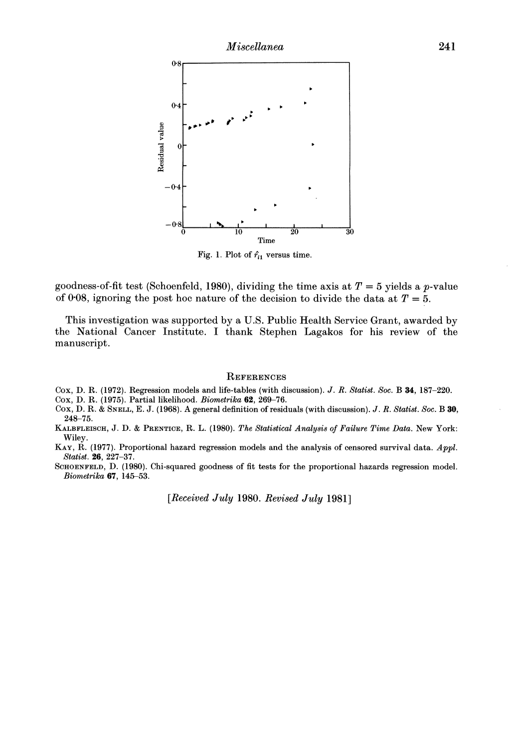0·8

0·4

0

−0·4

−0·8

Residual value

0 10 20 30

Time

Fig. 1. Plot of $\hat{r}_{i1}$ versus time.

goodness-of-fit test (Schoenfeld, 1980), dividing the time axis at $T = 5$ yields a $p$-value of 0·08, ignoring the post hoc nature of the decision to divide the data at $T = 5$.

This investigation was supported by a U.S. Public Health Service Grant, awarded by the National Cancer Institute. I thank Stephen Lagakos for his review of the manuscript.

## References

Cox, D. R. (1972). Regression models and life-tables (with discussion). *J. R. Statist. Soc.* B **34**, 187–220.

Cox, D. R. (1975). Partial likelihood. *Biometrika* **62**, 269–76.

Cox, D. R. & Snell, E. J. (1968). A general definition of residuals (with discussion). *J. R. Statist. Soc.* B **30**, 248–75.

Kalbfleisch, J. D. & Prentice, R. L. (1980). *The Statistical Analysis of Failure Time Data*. New York: Wiley.

Kay, R. (1977). Proportional hazard regression models and the analysis of censored survival data. *Appl. Statist.* **26**, 227–37.

Schoenfeld, D. (1980). Chi-squared goodness of fit tests for the proportional hazards regression model. *Biometrika* **67**, 145–53.

*[Received July 1980. Revised July 1981]*